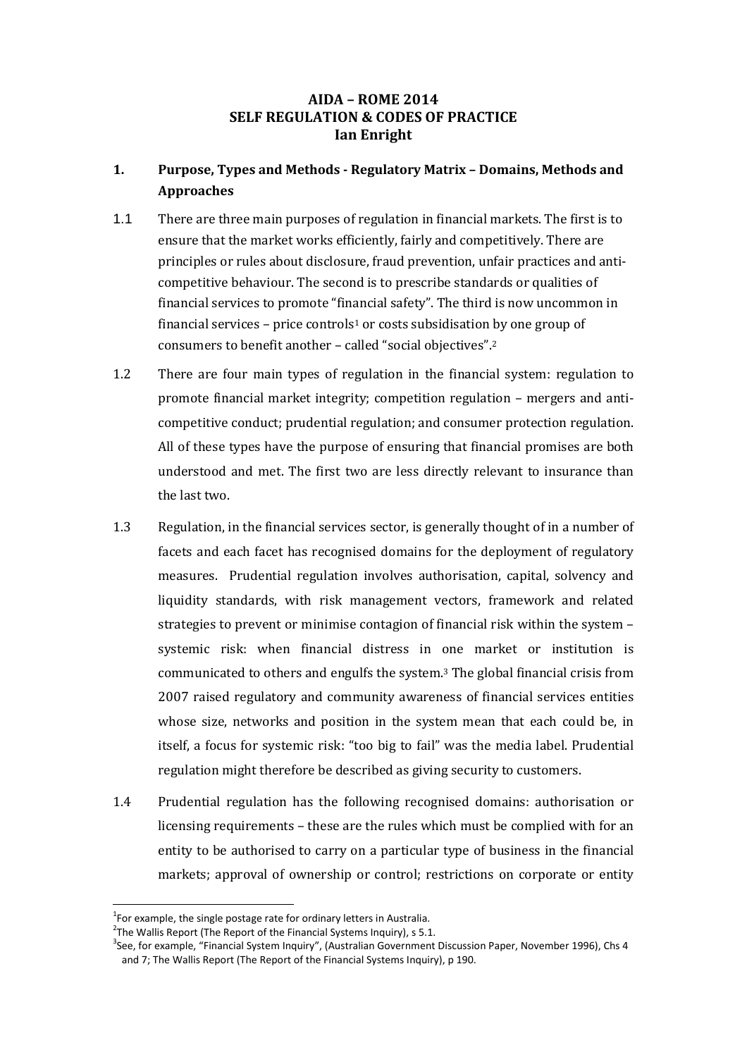**AIDA – ROME 2014**
**SELF REGULATION & CODES OF PRACTICE**
**Ian Enright**

## 1. Purpose, Types and Methods - Regulatory Matrix – Domains, Methods and Approaches

1.1 There are three main purposes of regulation in financial markets. The first is to ensure that the market works efficiently, fairly and competitively. There are principles or rules about disclosure, fraud prevention, unfair practices and anti-competitive behaviour. The second is to prescribe standards or qualities of financial services to promote "financial safety". The third is now uncommon in financial services – price controls[1] or costs subsidisation by one group of consumers to benefit another – called "social objectives".[2]

1.2 There are four main types of regulation in the financial system: regulation to promote financial market integrity; competition regulation – mergers and anti-competitive conduct; prudential regulation; and consumer protection regulation. All of these types have the purpose of ensuring that financial promises are both understood and met. The first two are less directly relevant to insurance than the last two.

1.3 Regulation, in the financial services sector, is generally thought of in a number of facets and each facet has recognised domains for the deployment of regulatory measures. Prudential regulation involves authorisation, capital, solvency and liquidity standards, with risk management vectors, framework and related strategies to prevent or minimise contagion of financial risk within the system – systemic risk: when financial distress in one market or institution is communicated to others and engulfs the system.[3] The global financial crisis from 2007 raised regulatory and community awareness of financial services entities whose size, networks and position in the system mean that each could be, in itself, a focus for systemic risk: "too big to fail" was the media label. Prudential regulation might therefore be described as giving security to customers.

1.4 Prudential regulation has the following recognised domains: authorisation or licensing requirements – these are the rules which must be complied with for an entity to be authorised to carry on a particular type of business in the financial markets; approval of ownership or control; restrictions on corporate or entity

---

[1] For example, the single postage rate for ordinary letters in Australia.

[2] The Wallis Report (The Report of the Financial Systems Inquiry), s 5.1.

[3] See, for example, "Financial System Inquiry", (Australian Government Discussion Paper, November 1996), Chs 4 and 7; The Wallis Report (The Report of the Financial Systems Inquiry), p 190.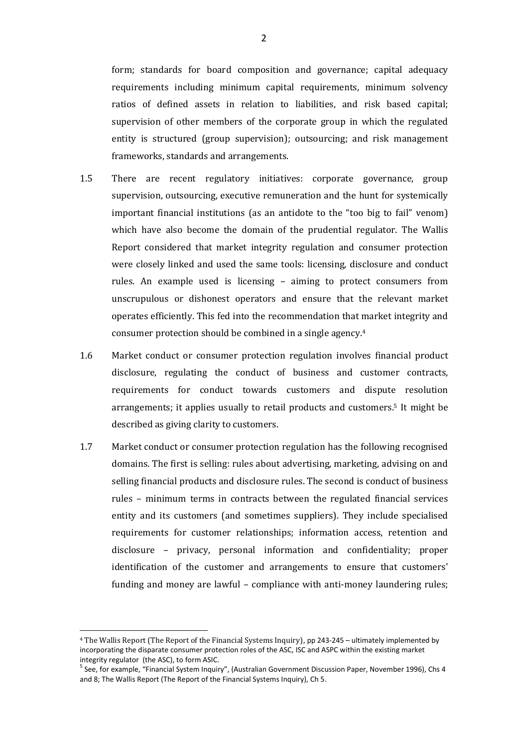form; standards for board composition and governance; capital adequacy requirements including minimum capital requirements, minimum solvency ratios of defined assets in relation to liabilities, and risk based capital; supervision of other members of the corporate group in which the regulated entity is structured (group supervision); outsourcing; and risk management frameworks, standards and arrangements.

1.5 There are recent regulatory initiatives: corporate governance, group supervision, outsourcing, executive remuneration and the hunt for systemically important financial institutions (as an antidote to the "too big to fail" venom) which have also become the domain of the prudential regulator. The Wallis Report considered that market integrity regulation and consumer protection were closely linked and used the same tools: licensing, disclosure and conduct rules. An example used is licensing – aiming to protect consumers from unscrupulous or dishonest operators and ensure that the relevant market operates efficiently. This fed into the recommendation that market integrity and consumer protection should be combined in a single agency.[4]

1.6 Market conduct or consumer protection regulation involves financial product disclosure, regulating the conduct of business and customer contracts, requirements for conduct towards customers and dispute resolution arrangements; it applies usually to retail products and customers.[5] It might be described as giving clarity to customers.

1.7 Market conduct or consumer protection regulation has the following recognised domains. The first is selling: rules about advertising, marketing, advising on and selling financial products and disclosure rules. The second is conduct of business rules – minimum terms in contracts between the regulated financial services entity and its customers (and sometimes suppliers). They include specialised requirements for customer relationships; information access, retention and disclosure – privacy, personal information and confidentiality; proper identification of the customer and arrangements to ensure that customers' funding and money are lawful – compliance with anti-money laundering rules;

---

[4] The Wallis Report (The Report of the Financial Systems Inquiry), pp 243-245 – ultimately implemented by incorporating the disparate consumer protection roles of the ASC, ISC and ASPC within the existing market integrity regulator (the ASC), to form ASIC.

[5] See, for example, "Financial System Inquiry", (Australian Government Discussion Paper, November 1996), Chs 4 and 8; The Wallis Report (The Report of the Financial Systems Inquiry), Ch 5.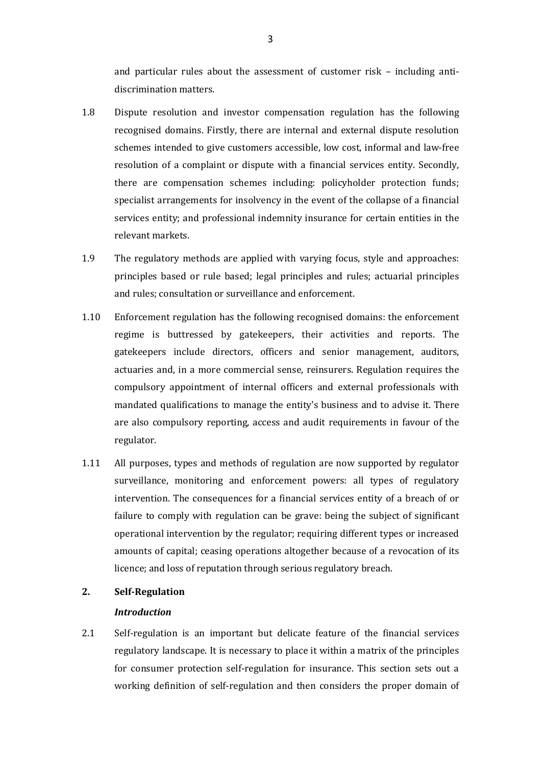and particular rules about the assessment of customer risk – including anti-discrimination matters.

1.8 Dispute resolution and investor compensation regulation has the following recognised domains. Firstly, there are internal and external dispute resolution schemes intended to give customers accessible, low cost, informal and law-free resolution of a complaint or dispute with a financial services entity. Secondly, there are compensation schemes including: policyholder protection funds; specialist arrangements for insolvency in the event of the collapse of a financial services entity; and professional indemnity insurance for certain entities in the relevant markets.

1.9 The regulatory methods are applied with varying focus, style and approaches: principles based or rule based; legal principles and rules; actuarial principles and rules; consultation or surveillance and enforcement.

1.10 Enforcement regulation has the following recognised domains: the enforcement regime is buttressed by gatekeepers, their activities and reports. The gatekeepers include directors, officers and senior management, auditors, actuaries and, in a more commercial sense, reinsurers. Regulation requires the compulsory appointment of internal officers and external professionals with mandated qualifications to manage the entity's business and to advise it. There are also compulsory reporting, access and audit requirements in favour of the regulator.

1.11 All purposes, types and methods of regulation are now supported by regulator surveillance, monitoring and enforcement powers: all types of regulatory intervention. The consequences for a financial services entity of a breach of or failure to comply with regulation can be grave: being the subject of significant operational intervention by the regulator; requiring different types or increased amounts of capital; ceasing operations altogether because of a revocation of its licence; and loss of reputation through serious regulatory breach.

## 2. Self-Regulation

### *Introduction*

2.1 Self-regulation is an important but delicate feature of the financial services regulatory landscape. It is necessary to place it within a matrix of the principles for consumer protection self-regulation for insurance. This section sets out a working definition of self-regulation and then considers the proper domain of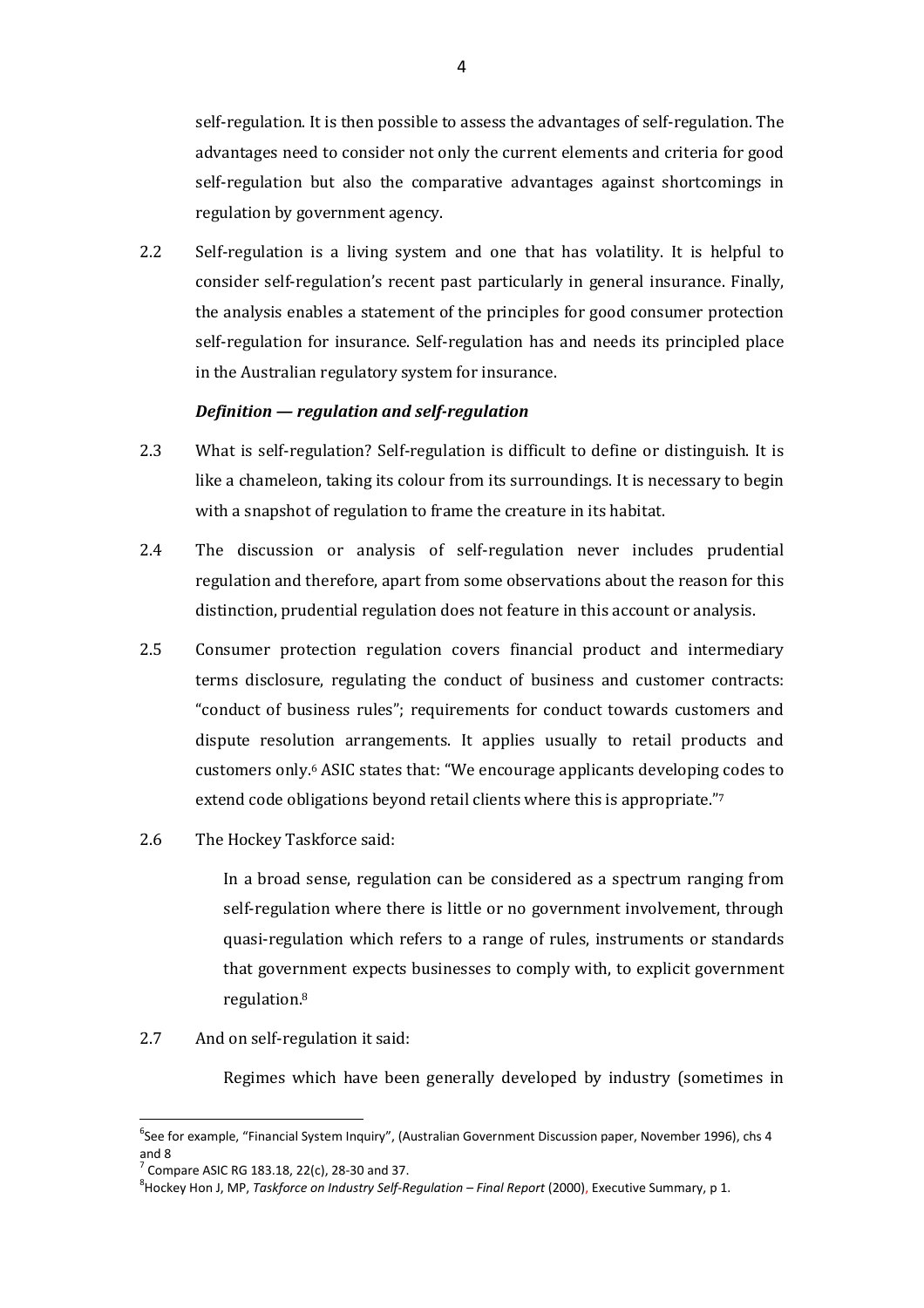self-regulation. It is then possible to assess the advantages of self-regulation. The advantages need to consider not only the current elements and criteria for good self-regulation but also the comparative advantages against shortcomings in regulation by government agency.

2.2 Self-regulation is a living system and one that has volatility. It is helpful to consider self-regulation's recent past particularly in general insurance. Finally, the analysis enables a statement of the principles for good consumer protection self-regulation for insurance. Self-regulation has and needs its principled place in the Australian regulatory system for insurance.

### *Definition — regulation and self-regulation*

2.3 What is self-regulation? Self-regulation is difficult to define or distinguish. It is like a chameleon, taking its colour from its surroundings. It is necessary to begin with a snapshot of regulation to frame the creature in its habitat.

2.4 The discussion or analysis of self-regulation never includes prudential regulation and therefore, apart from some observations about the reason for this distinction, prudential regulation does not feature in this account or analysis.

2.5 Consumer protection regulation covers financial product and intermediary terms disclosure, regulating the conduct of business and customer contracts: "conduct of business rules"; requirements for conduct towards customers and dispute resolution arrangements. It applies usually to retail products and customers only.[6] ASIC states that: "We encourage applicants developing codes to extend code obligations beyond retail clients where this is appropriate."[7]

2.6 The Hockey Taskforce said:

> In a broad sense, regulation can be considered as a spectrum ranging from self-regulation where there is little or no government involvement, through quasi-regulation which refers to a range of rules, instruments or standards that government expects businesses to comply with, to explicit government regulation.[8]

2.7 And on self-regulation it said:

> Regimes which have been generally developed by industry (sometimes in

---

[6] See for example, "Financial System Inquiry", (Australian Government Discussion paper, November 1996), chs 4 and 8

[7] Compare ASIC RG 183.18, 22(c), 28-30 and 37.

[8] Hockey Hon J, MP, *Taskforce on Industry Self-Regulation – Final Report* (2000), Executive Summary, p 1.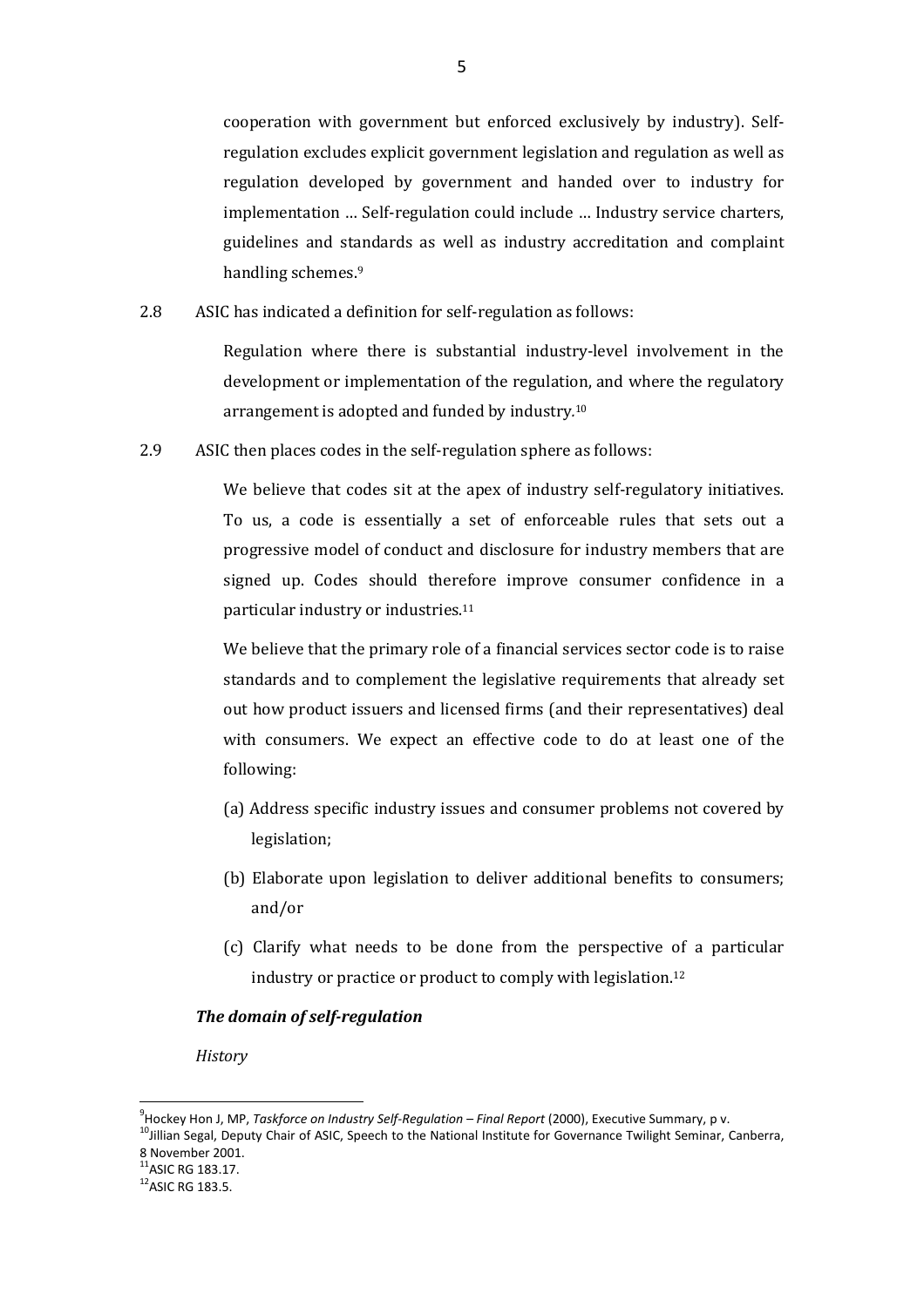> cooperation with government but enforced exclusively by industry). Self-regulation excludes explicit government legislation and regulation as well as regulation developed by government and handed over to industry for implementation … Self-regulation could include … Industry service charters, guidelines and standards as well as industry accreditation and complaint handling schemes.[9]

2.8 ASIC has indicated a definition for self-regulation as follows:

> Regulation where there is substantial industry-level involvement in the development or implementation of the regulation, and where the regulatory arrangement is adopted and funded by industry.[10]

2.9 ASIC then places codes in the self-regulation sphere as follows:

> We believe that codes sit at the apex of industry self-regulatory initiatives. To us, a code is essentially a set of enforceable rules that sets out a progressive model of conduct and disclosure for industry members that are signed up. Codes should therefore improve consumer confidence in a particular industry or industries.[11]
>
> We believe that the primary role of a financial services sector code is to raise standards and to complement the legislative requirements that already set out how product issuers and licensed firms (and their representatives) deal with consumers. We expect an effective code to do at least one of the following:
>
> (a) Address specific industry issues and consumer problems not covered by legislation;
>
> (b) Elaborate upon legislation to deliver additional benefits to consumers; and/or
>
> (c) Clarify what needs to be done from the perspective of a particular industry or practice or product to comply with legislation.[12]

***The domain of self-regulation***

*History*

---

[9] Hockey Hon J, MP, *Taskforce on Industry Self-Regulation – Final Report* (2000), Executive Summary, p v.

[10] Jillian Segal, Deputy Chair of ASIC, Speech to the National Institute for Governance Twilight Seminar, Canberra, 8 November 2001.

[11] ASIC RG 183.17.

[12] ASIC RG 183.5.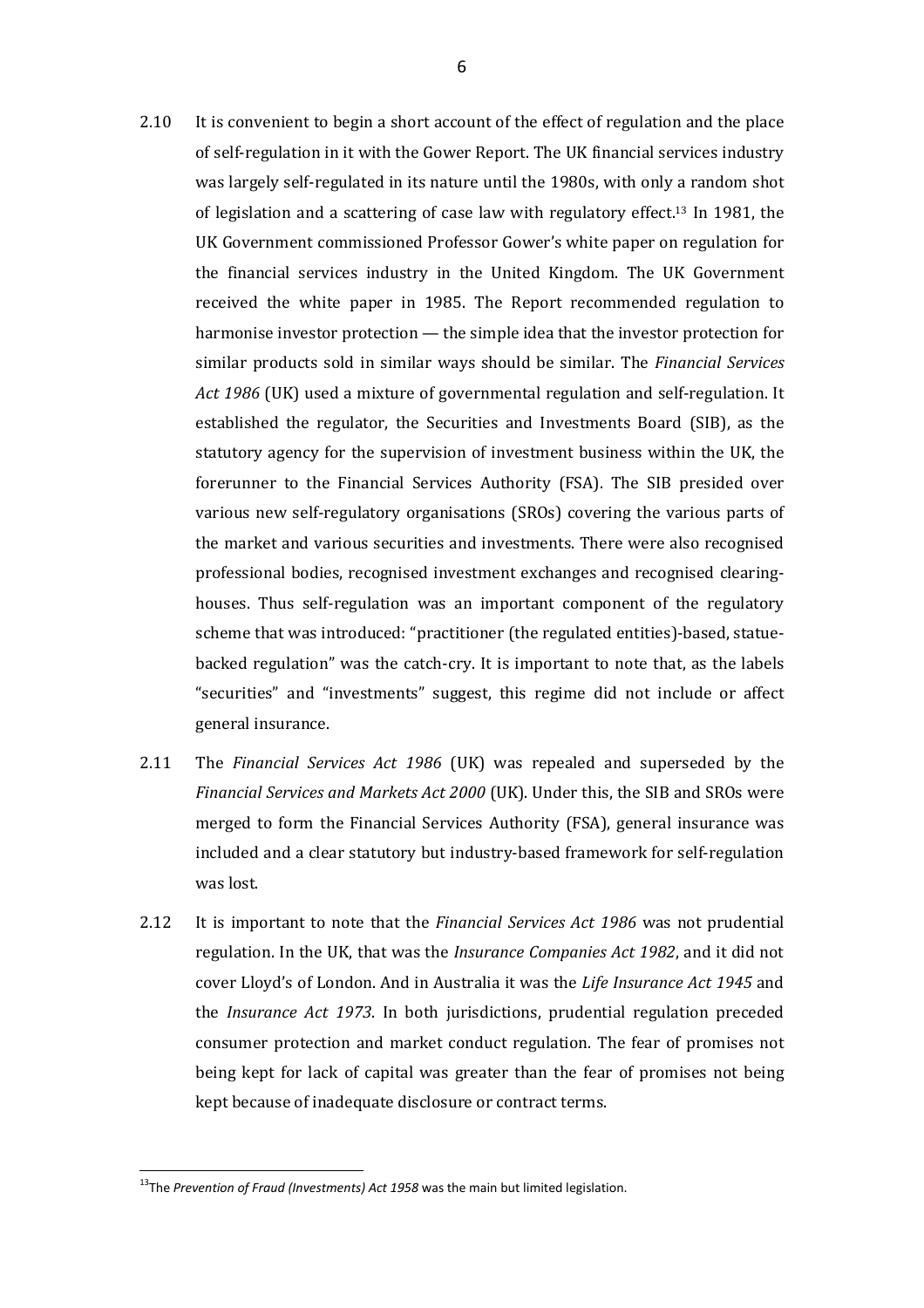2.10 It is convenient to begin a short account of the effect of regulation and the place of self-regulation in it with the Gower Report. The UK financial services industry was largely self-regulated in its nature until the 1980s, with only a random shot of legislation and a scattering of case law with regulatory effect.[13] In 1981, the UK Government commissioned Professor Gower's white paper on regulation for the financial services industry in the United Kingdom. The UK Government received the white paper in 1985. The Report recommended regulation to harmonise investor protection — the simple idea that the investor protection for similar products sold in similar ways should be similar. The *Financial Services Act 1986* (UK) used a mixture of governmental regulation and self-regulation. It established the regulator, the Securities and Investments Board (SIB), as the statutory agency for the supervision of investment business within the UK, the forerunner to the Financial Services Authority (FSA). The SIB presided over various new self-regulatory organisations (SROs) covering the various parts of the market and various securities and investments. There were also recognised professional bodies, recognised investment exchanges and recognised clearing-houses. Thus self-regulation was an important component of the regulatory scheme that was introduced: "practitioner (the regulated entities)-based, statue-backed regulation" was the catch-cry. It is important to note that, as the labels "securities" and "investments" suggest, this regime did not include or affect general insurance.

2.11 The *Financial Services Act 1986* (UK) was repealed and superseded by the *Financial Services and Markets Act 2000* (UK). Under this, the SIB and SROs were merged to form the Financial Services Authority (FSA), general insurance was included and a clear statutory but industry-based framework for self-regulation was lost.

2.12 It is important to note that the *Financial Services Act 1986* was not prudential regulation. In the UK, that was the *Insurance Companies Act 1982*, and it did not cover Lloyd's of London. And in Australia it was the *Life Insurance Act 1945* and the *Insurance Act 1973*. In both jurisdictions, prudential regulation preceded consumer protection and market conduct regulation. The fear of promises not being kept for lack of capital was greater than the fear of promises not being kept because of inadequate disclosure or contract terms.

[13] The *Prevention of Fraud (Investments) Act 1958* was the main but limited legislation.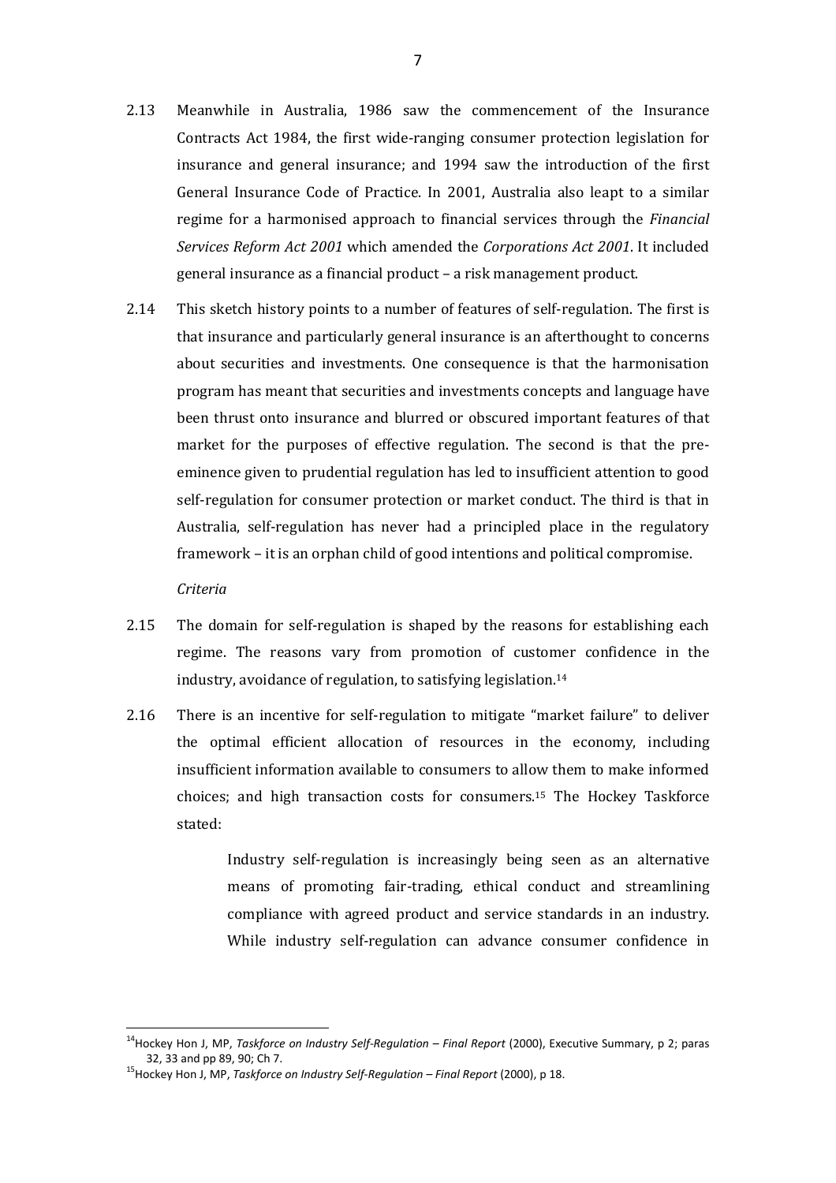2.13 Meanwhile in Australia, 1986 saw the commencement of the Insurance Contracts Act 1984, the first wide-ranging consumer protection legislation for insurance and general insurance; and 1994 saw the introduction of the first General Insurance Code of Practice. In 2001, Australia also leapt to a similar regime for a harmonised approach to financial services through the *Financial Services Reform Act 2001* which amended the *Corporations Act 2001*. It included general insurance as a financial product – a risk management product.

2.14 This sketch history points to a number of features of self-regulation. The first is that insurance and particularly general insurance is an afterthought to concerns about securities and investments. One consequence is that the harmonisation program has meant that securities and investments concepts and language have been thrust onto insurance and blurred or obscured important features of that market for the purposes of effective regulation. The second is that the pre-eminence given to prudential regulation has led to insufficient attention to good self-regulation for consumer protection or market conduct. The third is that in Australia, self-regulation has never had a principled place in the regulatory framework – it is an orphan child of good intentions and political compromise.

*Criteria*

2.15 The domain for self-regulation is shaped by the reasons for establishing each regime. The reasons vary from promotion of customer confidence in the industry, avoidance of regulation, to satisfying legislation.[14]

2.16 There is an incentive for self-regulation to mitigate "market failure" to deliver the optimal efficient allocation of resources in the economy, including insufficient information available to consumers to allow them to make informed choices; and high transaction costs for consumers.[15] The Hockey Taskforce stated:

> Industry self-regulation is increasingly being seen as an alternative means of promoting fair-trading, ethical conduct and streamlining compliance with agreed product and service standards in an industry. While industry self-regulation can advance consumer confidence in

---

[14] Hockey Hon J, MP, *Taskforce on Industry Self-Regulation – Final Report* (2000), Executive Summary, p 2; paras 32, 33 and pp 89, 90; Ch 7.

[15] Hockey Hon J, MP, *Taskforce on Industry Self-Regulation – Final Report* (2000), p 18.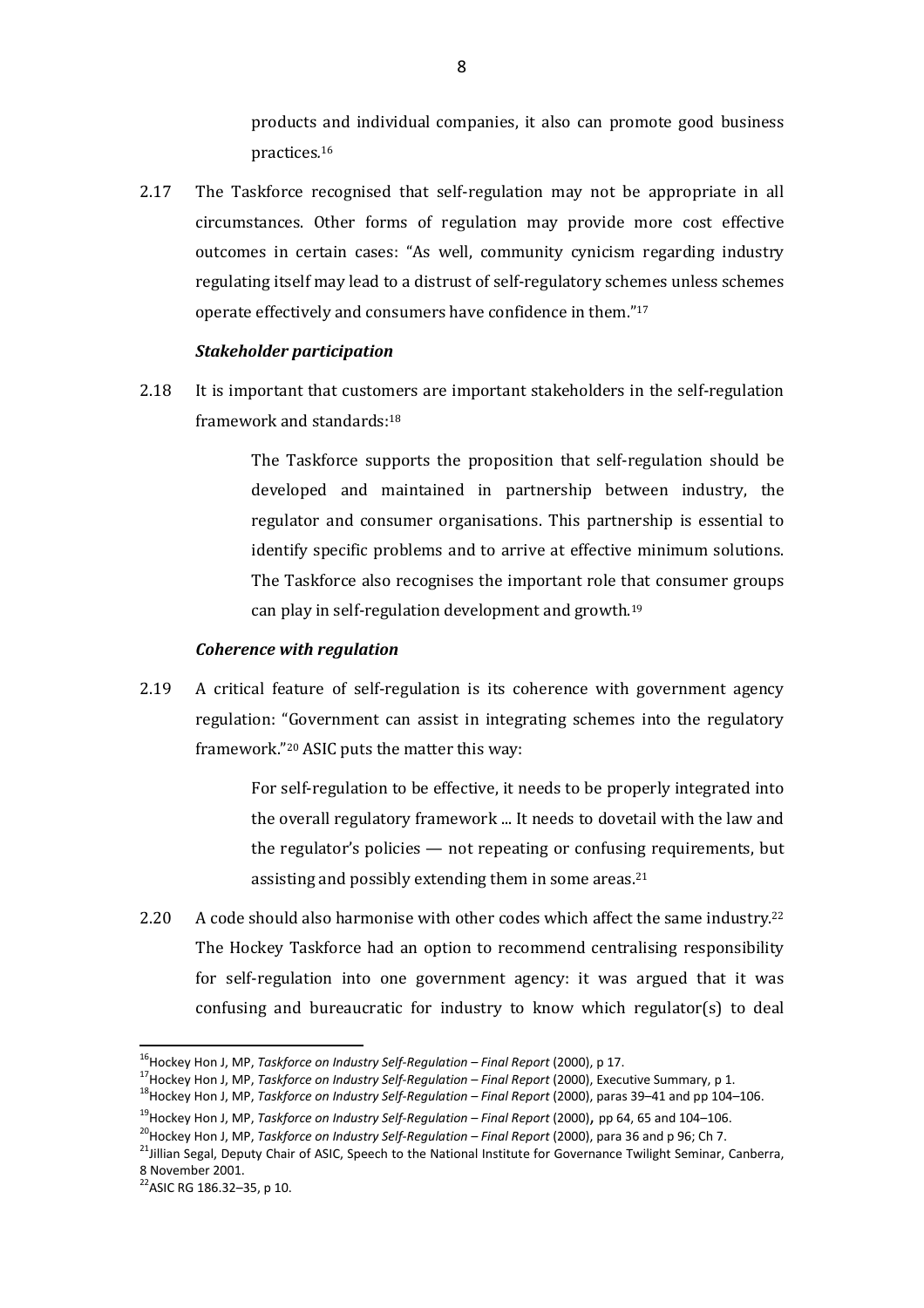products and individual companies, it also can promote good business practices.[16]

2.17 The Taskforce recognised that self-regulation may not be appropriate in all circumstances. Other forms of regulation may provide more cost effective outcomes in certain cases: "As well, community cynicism regarding industry regulating itself may lead to a distrust of self-regulatory schemes unless schemes operate effectively and consumers have confidence in them."[17]

***Stakeholder participation***

2.18 It is important that customers are important stakeholders in the self-regulation framework and standards:[18]

> The Taskforce supports the proposition that self-regulation should be developed and maintained in partnership between industry, the regulator and consumer organisations. This partnership is essential to identify specific problems and to arrive at effective minimum solutions. The Taskforce also recognises the important role that consumer groups can play in self-regulation development and growth.[19]

***Coherence with regulation***

2.19 A critical feature of self-regulation is its coherence with government agency regulation: "Government can assist in integrating schemes into the regulatory framework."[20] ASIC puts the matter this way:

> For self-regulation to be effective, it needs to be properly integrated into the overall regulatory framework ... It needs to dovetail with the law and the regulator's policies — not repeating or confusing requirements, but assisting and possibly extending them in some areas.[21]

2.20 A code should also harmonise with other codes which affect the same industry.[22] The Hockey Taskforce had an option to recommend centralising responsibility for self-regulation into one government agency: it was argued that it was confusing and bureaucratic for industry to know which regulator(s) to deal

---

[16] Hockey Hon J, MP, *Taskforce on Industry Self-Regulation – Final Report* (2000), p 17.

[17] Hockey Hon J, MP, *Taskforce on Industry Self-Regulation – Final Report* (2000), Executive Summary, p 1.

[18] Hockey Hon J, MP, *Taskforce on Industry Self-Regulation – Final Report* (2000), paras 39–41 and pp 104–106.

[19] Hockey Hon J, MP, *Taskforce on Industry Self-Regulation – Final Report* (2000), pp 64, 65 and 104–106.

[20] Hockey Hon J, MP, *Taskforce on Industry Self-Regulation – Final Report* (2000), para 36 and p 96; Ch 7.

[21] Jillian Segal, Deputy Chair of ASIC, Speech to the National Institute for Governance Twilight Seminar, Canberra, 8 November 2001.

[22] ASIC RG 186.32–35, p 10.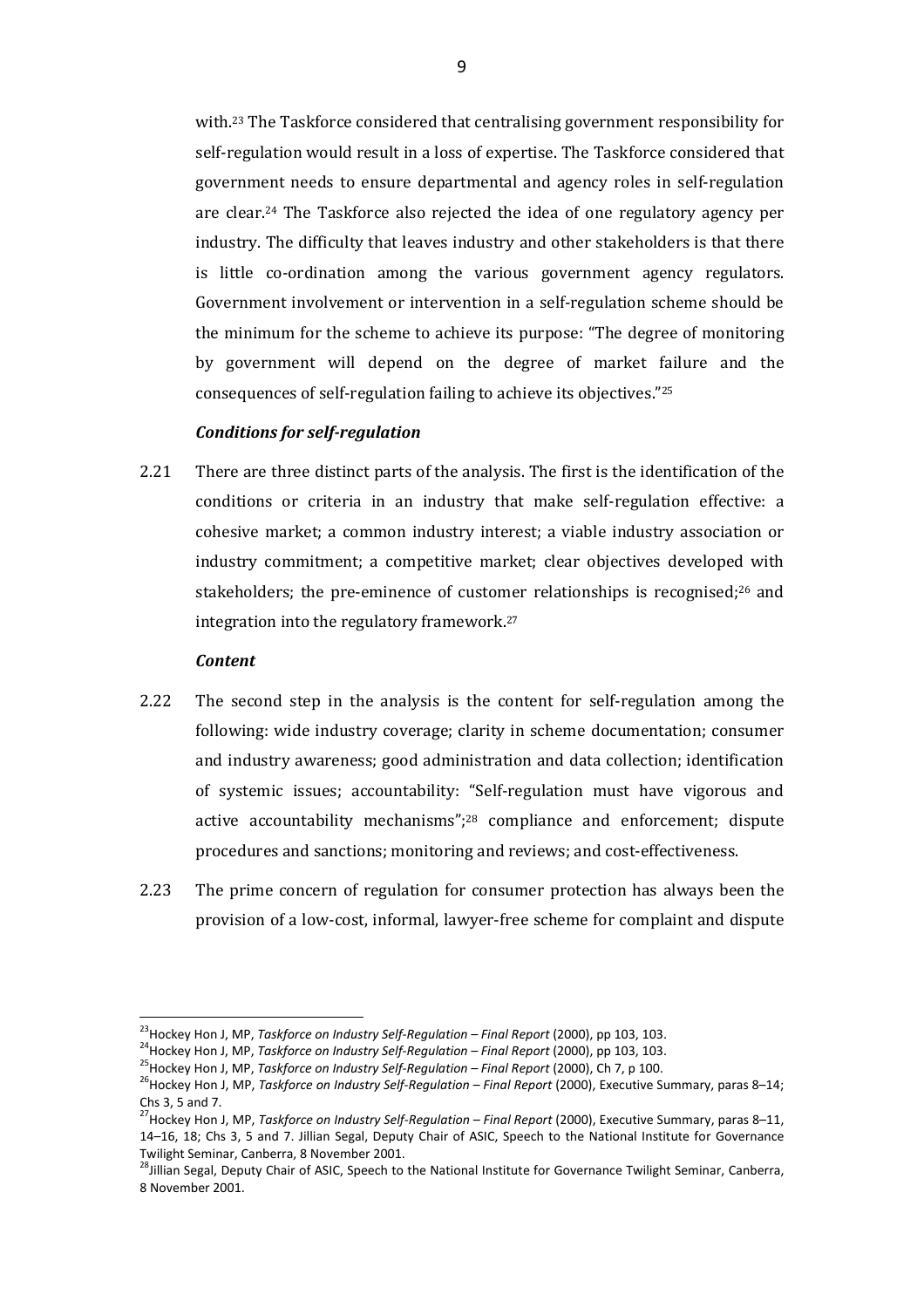with.[23] The Taskforce considered that centralising government responsibility for self-regulation would result in a loss of expertise. The Taskforce considered that government needs to ensure departmental and agency roles in self-regulation are clear.[24] The Taskforce also rejected the idea of one regulatory agency per industry. The difficulty that leaves industry and other stakeholders is that there is little co-ordination among the various government agency regulators. Government involvement or intervention in a self-regulation scheme should be the minimum for the scheme to achieve its purpose: "The degree of monitoring by government will depend on the degree of market failure and the consequences of self-regulation failing to achieve its objectives."[25]

***Conditions for self-regulation***

2.21 There are three distinct parts of the analysis. The first is the identification of the conditions or criteria in an industry that make self-regulation effective: a cohesive market; a common industry interest; a viable industry association or industry commitment; a competitive market; clear objectives developed with stakeholders; the pre-eminence of customer relationships is recognised;[26] and integration into the regulatory framework.[27]

***Content***

2.22 The second step in the analysis is the content for self-regulation among the following: wide industry coverage; clarity in scheme documentation; consumer and industry awareness; good administration and data collection; identification of systemic issues; accountability: "Self-regulation must have vigorous and active accountability mechanisms";[28] compliance and enforcement; dispute procedures and sanctions; monitoring and reviews; and cost-effectiveness.

2.23 The prime concern of regulation for consumer protection has always been the provision of a low-cost, informal, lawyer-free scheme for complaint and dispute

---

[23] Hockey Hon J, MP, *Taskforce on Industry Self-Regulation – Final Report* (2000), pp 103, 103.

[24] Hockey Hon J, MP, *Taskforce on Industry Self-Regulation – Final Report* (2000), pp 103, 103.

[25] Hockey Hon J, MP, *Taskforce on Industry Self-Regulation – Final Report* (2000), Ch 7, p 100.

[26] Hockey Hon J, MP, *Taskforce on Industry Self-Regulation – Final Report* (2000), Executive Summary, paras 8–14; Chs 3, 5 and 7.

[27] Hockey Hon J, MP, *Taskforce on Industry Self-Regulation – Final Report* (2000), Executive Summary, paras 8–11, 14–16, 18; Chs 3, 5 and 7. Jillian Segal, Deputy Chair of ASIC, Speech to the National Institute for Governance Twilight Seminar, Canberra, 8 November 2001.

[28] Jillian Segal, Deputy Chair of ASIC, Speech to the National Institute for Governance Twilight Seminar, Canberra, 8 November 2001.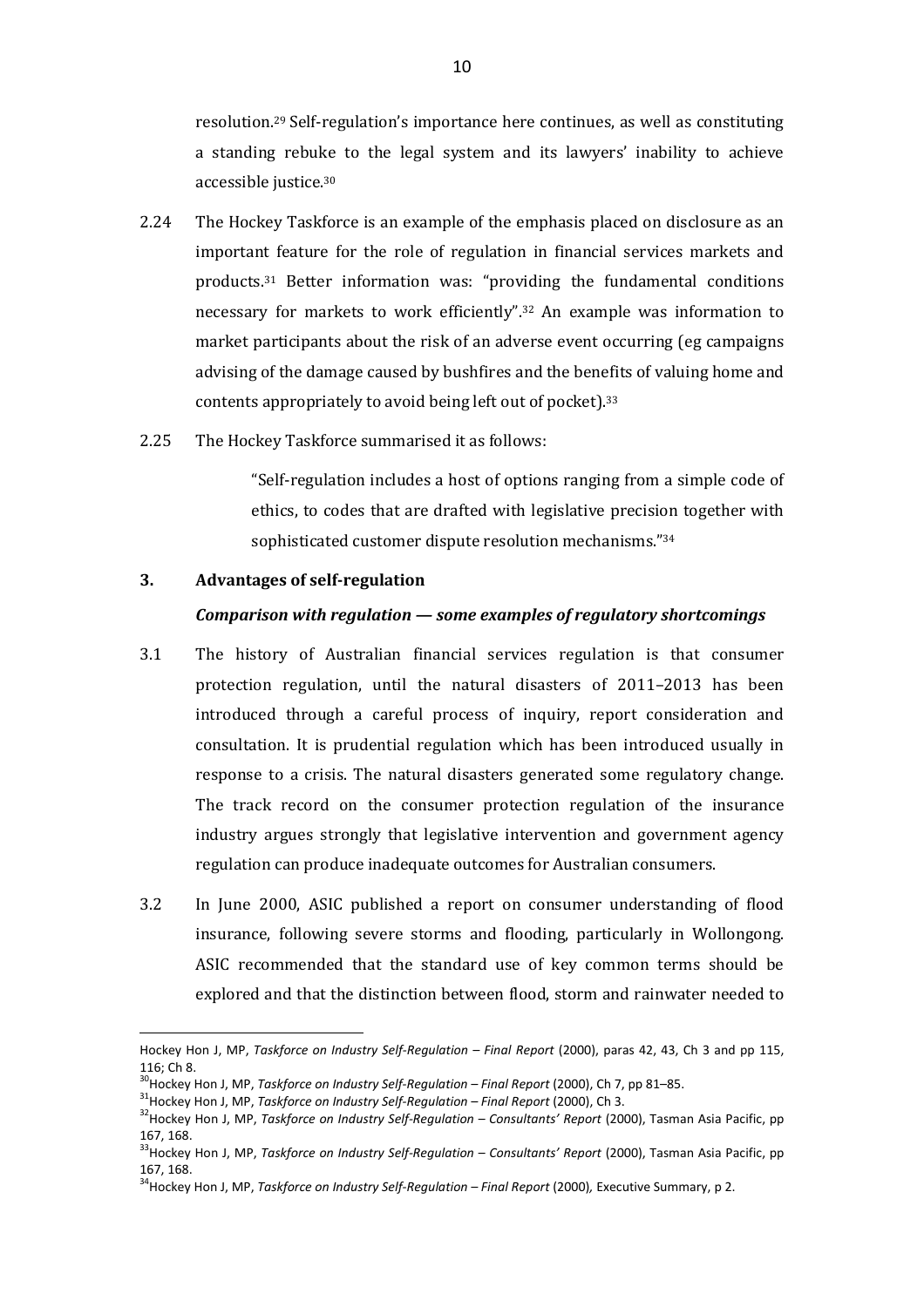resolution.[29] Self-regulation's importance here continues, as well as constituting a standing rebuke to the legal system and its lawyers' inability to achieve accessible justice.[30]

2.24 The Hockey Taskforce is an example of the emphasis placed on disclosure as an important feature for the role of regulation in financial services markets and products.[31] Better information was: "providing the fundamental conditions necessary for markets to work efficiently".[32] An example was information to market participants about the risk of an adverse event occurring (eg campaigns advising of the damage caused by bushfires and the benefits of valuing home and contents appropriately to avoid being left out of pocket).[33]

2.25 The Hockey Taskforce summarised it as follows:

> "Self-regulation includes a host of options ranging from a simple code of ethics, to codes that are drafted with legislative precision together with sophisticated customer dispute resolution mechanisms."[34]

## 3. Advantages of self-regulation

### *Comparison with regulation — some examples of regulatory shortcomings*

3.1 The history of Australian financial services regulation is that consumer protection regulation, until the natural disasters of 2011–2013 has been introduced through a careful process of inquiry, report consideration and consultation. It is prudential regulation which has been introduced usually in response to a crisis. The natural disasters generated some regulatory change. The track record on the consumer protection regulation of the insurance industry argues strongly that legislative intervention and government agency regulation can produce inadequate outcomes for Australian consumers.

3.2 In June 2000, ASIC published a report on consumer understanding of flood insurance, following severe storms and flooding, particularly in Wollongong. ASIC recommended that the standard use of key common terms should be explored and that the distinction between flood, storm and rainwater needed to

---

Hockey Hon J, MP, *Taskforce on Industry Self-Regulation – Final Report* (2000), paras 42, 43, Ch 3 and pp 115, 116; Ch 8.

[30] Hockey Hon J, MP, *Taskforce on Industry Self-Regulation – Final Report* (2000), Ch 7, pp 81–85.

[31] Hockey Hon J, MP, *Taskforce on Industry Self-Regulation – Final Report* (2000), Ch 3.

[32] Hockey Hon J, MP, *Taskforce on Industry Self-Regulation – Consultants' Report* (2000), Tasman Asia Pacific, pp 167, 168.

[33] Hockey Hon J, MP, *Taskforce on Industry Self-Regulation – Consultants' Report* (2000), Tasman Asia Pacific, pp 167, 168.

[34] Hockey Hon J, MP, *Taskforce on Industry Self-Regulation – Final Report* (2000), Executive Summary, p 2.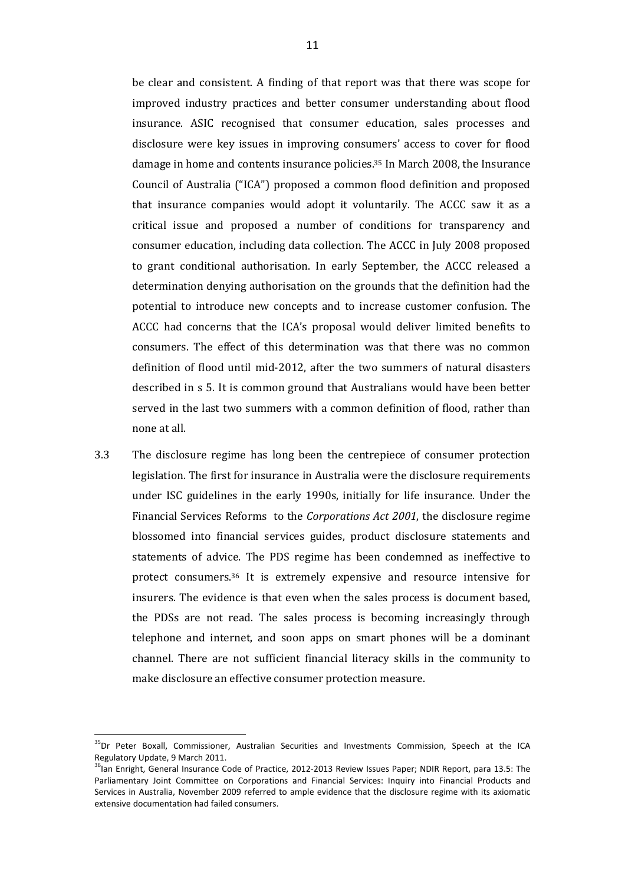be clear and consistent. A finding of that report was that there was scope for improved industry practices and better consumer understanding about flood insurance. ASIC recognised that consumer education, sales processes and disclosure were key issues in improving consumers' access to cover for flood damage in home and contents insurance policies.[35] In March 2008, the Insurance Council of Australia ("ICA") proposed a common flood definition and proposed that insurance companies would adopt it voluntarily. The ACCC saw it as a critical issue and proposed a number of conditions for transparency and consumer education, including data collection. The ACCC in July 2008 proposed to grant conditional authorisation. In early September, the ACCC released a determination denying authorisation on the grounds that the definition had the potential to introduce new concepts and to increase customer confusion. The ACCC had concerns that the ICA's proposal would deliver limited benefits to consumers. The effect of this determination was that there was no common definition of flood until mid-2012, after the two summers of natural disasters described in s 5. It is common ground that Australians would have been better served in the last two summers with a common definition of flood, rather than none at all.

3.3 The disclosure regime has long been the centrepiece of consumer protection legislation. The first for insurance in Australia were the disclosure requirements under ISC guidelines in the early 1990s, initially for life insurance. Under the Financial Services Reforms to the *Corporations Act 2001*, the disclosure regime blossomed into financial services guides, product disclosure statements and statements of advice. The PDS regime has been condemned as ineffective to protect consumers.[36] It is extremely expensive and resource intensive for insurers. The evidence is that even when the sales process is document based, the PDSs are not read. The sales process is becoming increasingly through telephone and internet, and soon apps on smart phones will be a dominant channel. There are not sufficient financial literacy skills in the community to make disclosure an effective consumer protection measure.

---

[35] Dr Peter Boxall, Commissioner, Australian Securities and Investments Commission, Speech at the ICA Regulatory Update, 9 March 2011.

[36] Ian Enright, General Insurance Code of Practice, 2012-2013 Review Issues Paper; NDIR Report, para 13.5: The Parliamentary Joint Committee on Corporations and Financial Services: Inquiry into Financial Products and Services in Australia, November 2009 referred to ample evidence that the disclosure regime with its axiomatic extensive documentation had failed consumers.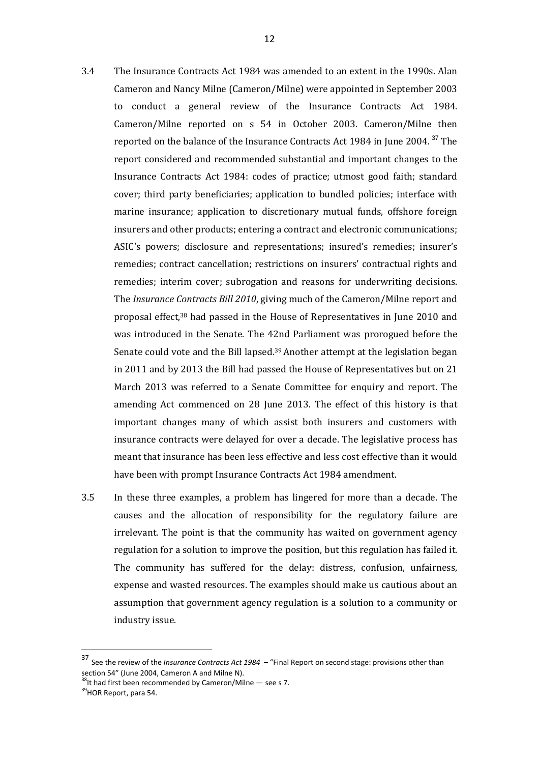3.4 The Insurance Contracts Act 1984 was amended to an extent in the 1990s. Alan Cameron and Nancy Milne (Cameron/Milne) were appointed in September 2003 to conduct a general review of the Insurance Contracts Act 1984. Cameron/Milne reported on s 54 in October 2003. Cameron/Milne then reported on the balance of the Insurance Contracts Act 1984 in June 2004.[37] The report considered and recommended substantial and important changes to the Insurance Contracts Act 1984: codes of practice; utmost good faith; standard cover; third party beneficiaries; application to bundled policies; interface with marine insurance; application to discretionary mutual funds, offshore foreign insurers and other products; entering a contract and electronic communications; ASIC's powers; disclosure and representations; insured's remedies; insurer's remedies; contract cancellation; restrictions on insurers' contractual rights and remedies; interim cover; subrogation and reasons for underwriting decisions. The *Insurance Contracts Bill 2010*, giving much of the Cameron/Milne report and proposal effect,[38] had passed in the House of Representatives in June 2010 and was introduced in the Senate. The 42nd Parliament was prorogued before the Senate could vote and the Bill lapsed.[39] Another attempt at the legislation began in 2011 and by 2013 the Bill had passed the House of Representatives but on 21 March 2013 was referred to a Senate Committee for enquiry and report. The amending Act commenced on 28 June 2013. The effect of this history is that important changes many of which assist both insurers and customers with insurance contracts were delayed for over a decade. The legislative process has meant that insurance has been less effective and less cost effective than it would have been with prompt Insurance Contracts Act 1984 amendment.

3.5 In these three examples, a problem has lingered for more than a decade. The causes and the allocation of responsibility for the regulatory failure are irrelevant. The point is that the community has waited on government agency regulation for a solution to improve the position, but this regulation has failed it. The community has suffered for the delay: distress, confusion, unfairness, expense and wasted resources. The examples should make us cautious about an assumption that government agency regulation is a solution to a community or industry issue.

---

[37] See the review of the *Insurance Contracts Act 1984* – "Final Report on second stage: provisions other than section 54" (June 2004, Cameron A and Milne N).

[38] It had first been recommended by Cameron/Milne — see s 7.

[39] HOR Report, para 54.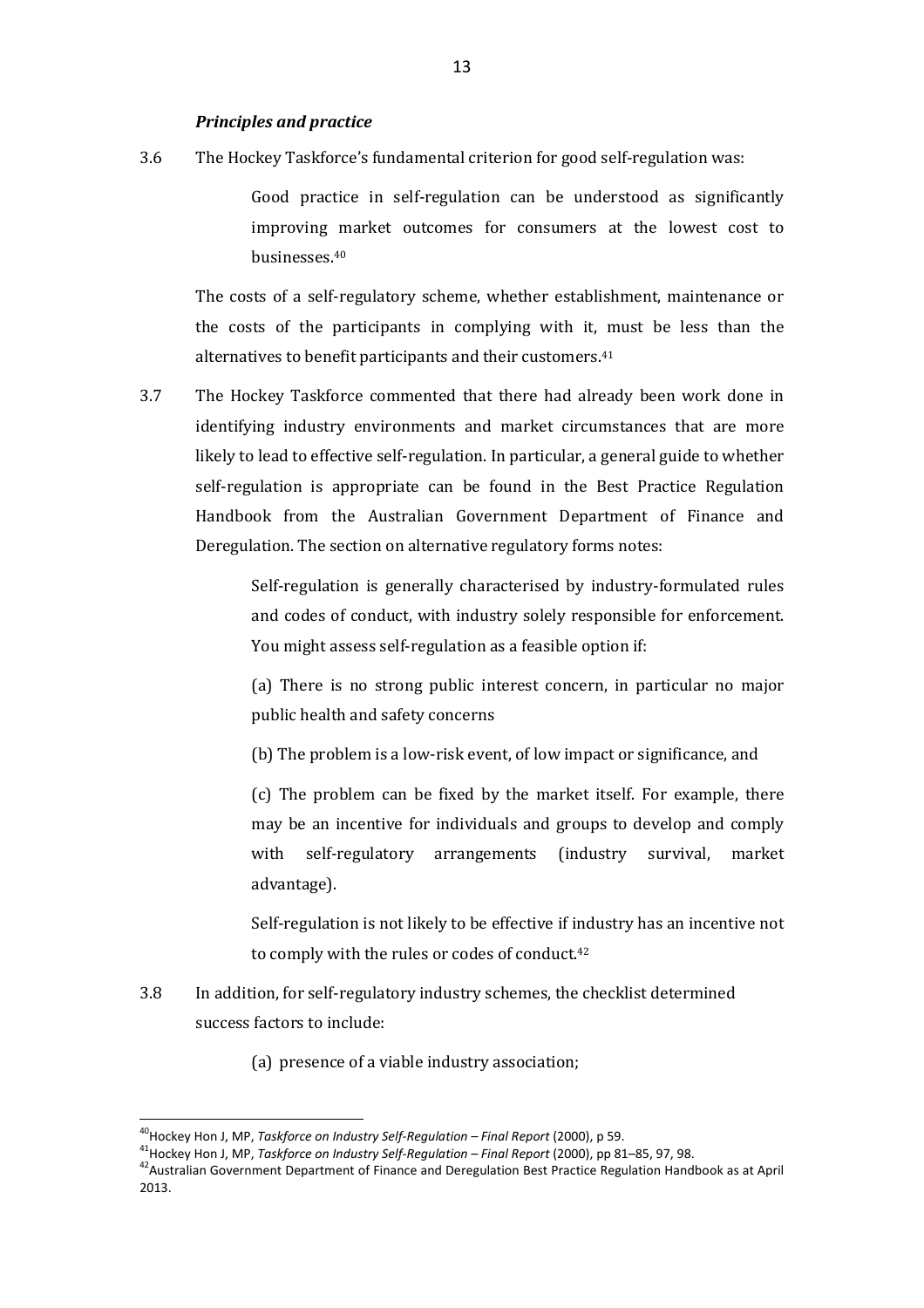### *Principles and practice*

3.6 The Hockey Taskforce's fundamental criterion for good self-regulation was:

> Good practice in self-regulation can be understood as significantly improving market outcomes for consumers at the lowest cost to businesses.[40]

The costs of a self-regulatory scheme, whether establishment, maintenance or the costs of the participants in complying with it, must be less than the alternatives to benefit participants and their customers.[41]

3.7 The Hockey Taskforce commented that there had already been work done in identifying industry environments and market circumstances that are more likely to lead to effective self-regulation. In particular, a general guide to whether self-regulation is appropriate can be found in the Best Practice Regulation Handbook from the Australian Government Department of Finance and Deregulation. The section on alternative regulatory forms notes:

> Self-regulation is generally characterised by industry-formulated rules and codes of conduct, with industry solely responsible for enforcement. You might assess self-regulation as a feasible option if:
>
> (a) There is no strong public interest concern, in particular no major public health and safety concerns
>
> (b) The problem is a low-risk event, of low impact or significance, and
>
> (c) The problem can be fixed by the market itself. For example, there may be an incentive for individuals and groups to develop and comply with self-regulatory arrangements (industry survival, market advantage).
>
> Self-regulation is not likely to be effective if industry has an incentive not to comply with the rules or codes of conduct.[42]

3.8 In addition, for self-regulatory industry schemes, the checklist determined success factors to include:

(a) presence of a viable industry association;

---

[40] Hockey Hon J, MP, *Taskforce on Industry Self-Regulation – Final Report* (2000), p 59.

[41] Hockey Hon J, MP, *Taskforce on Industry Self-Regulation – Final Report* (2000), pp 81–85, 97, 98.

[42] Australian Government Department of Finance and Deregulation Best Practice Regulation Handbook as at April 2013.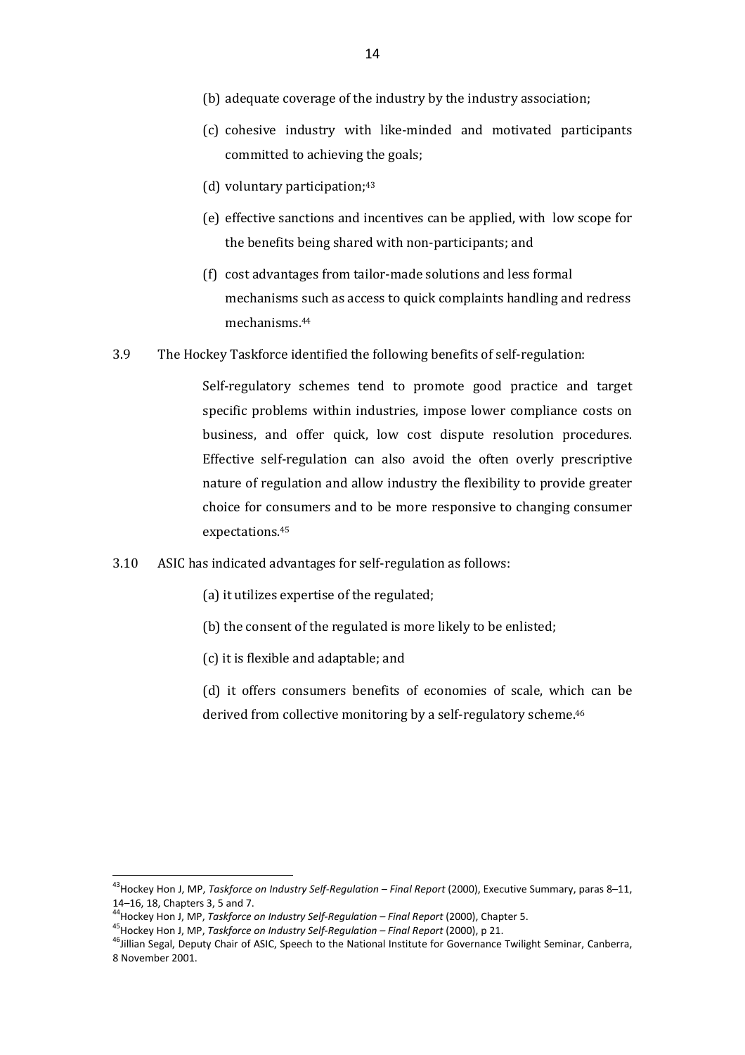(b) adequate coverage of the industry by the industry association;

(c) cohesive industry with like-minded and motivated participants committed to achieving the goals;

(d) voluntary participation;[43]

(e) effective sanctions and incentives can be applied, with low scope for the benefits being shared with non-participants; and

(f) cost advantages from tailor-made solutions and less formal mechanisms such as access to quick complaints handling and redress mechanisms.[44]

3.9 The Hockey Taskforce identified the following benefits of self-regulation:

> Self-regulatory schemes tend to promote good practice and target specific problems within industries, impose lower compliance costs on business, and offer quick, low cost dispute resolution procedures. Effective self-regulation can also avoid the often overly prescriptive nature of regulation and allow industry the flexibility to provide greater choice for consumers and to be more responsive to changing consumer expectations.[45]

3.10 ASIC has indicated advantages for self-regulation as follows:

(a) it utilizes expertise of the regulated;

(b) the consent of the regulated is more likely to be enlisted;

(c) it is flexible and adaptable; and

(d) it offers consumers benefits of economies of scale, which can be derived from collective monitoring by a self-regulatory scheme.[46]

---

[43] Hockey Hon J, MP, *Taskforce on Industry Self-Regulation – Final Report* (2000), Executive Summary, paras 8–11, 14–16, 18, Chapters 3, 5 and 7.

[44] Hockey Hon J, MP, *Taskforce on Industry Self-Regulation – Final Report* (2000), Chapter 5.

[45] Hockey Hon J, MP, *Taskforce on Industry Self-Regulation – Final Report* (2000), p 21.

[46] Jillian Segal, Deputy Chair of ASIC, Speech to the National Institute for Governance Twilight Seminar, Canberra, 8 November 2001.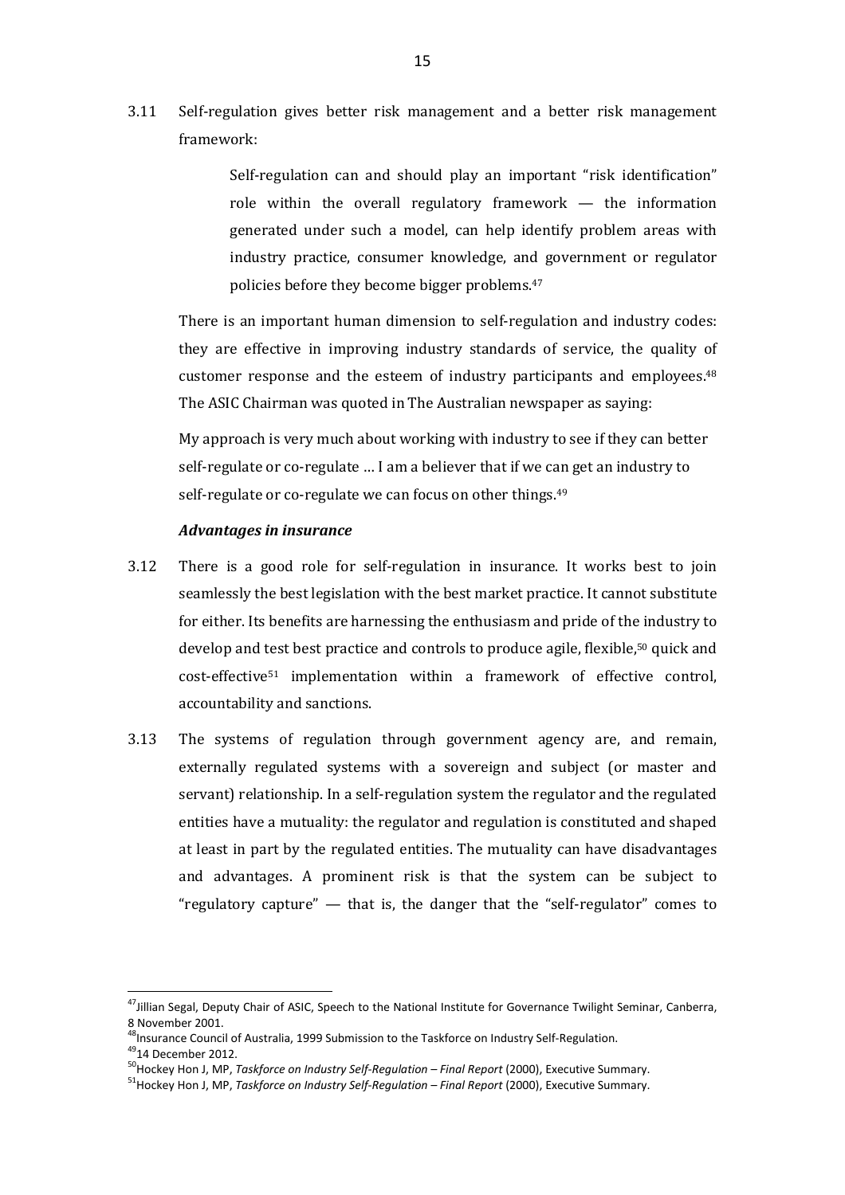3.11 Self-regulation gives better risk management and a better risk management framework:

> Self-regulation can and should play an important "risk identification" role within the overall regulatory framework — the information generated under such a model, can help identify problem areas with industry practice, consumer knowledge, and government or regulator policies before they become bigger problems.[47]

There is an important human dimension to self-regulation and industry codes: they are effective in improving industry standards of service, the quality of customer response and the esteem of industry participants and employees.[48] The ASIC Chairman was quoted in The Australian newspaper as saying:

> My approach is very much about working with industry to see if they can better self-regulate or co-regulate … I am a believer that if we can get an industry to self-regulate or co-regulate we can focus on other things.[49]

***Advantages in insurance***

3.12 There is a good role for self-regulation in insurance. It works best to join seamlessly the best legislation with the best market practice. It cannot substitute for either. Its benefits are harnessing the enthusiasm and pride of the industry to develop and test best practice and controls to produce agile, flexible,[50] quick and cost-effective[51] implementation within a framework of effective control, accountability and sanctions.

3.13 The systems of regulation through government agency are, and remain, externally regulated systems with a sovereign and subject (or master and servant) relationship. In a self-regulation system the regulator and the regulated entities have a mutuality: the regulator and regulation is constituted and shaped at least in part by the regulated entities. The mutuality can have disadvantages and advantages. A prominent risk is that the system can be subject to "regulatory capture" — that is, the danger that the "self-regulator" comes to

---

[47] Jillian Segal, Deputy Chair of ASIC, Speech to the National Institute for Governance Twilight Seminar, Canberra, 8 November 2001.

[48] Insurance Council of Australia, 1999 Submission to the Taskforce on Industry Self-Regulation.

[49] 14 December 2012.

[50] Hockey Hon J, MP, *Taskforce on Industry Self-Regulation – Final Report* (2000), Executive Summary.

[51] Hockey Hon J, MP, *Taskforce on Industry Self-Regulation – Final Report* (2000), Executive Summary.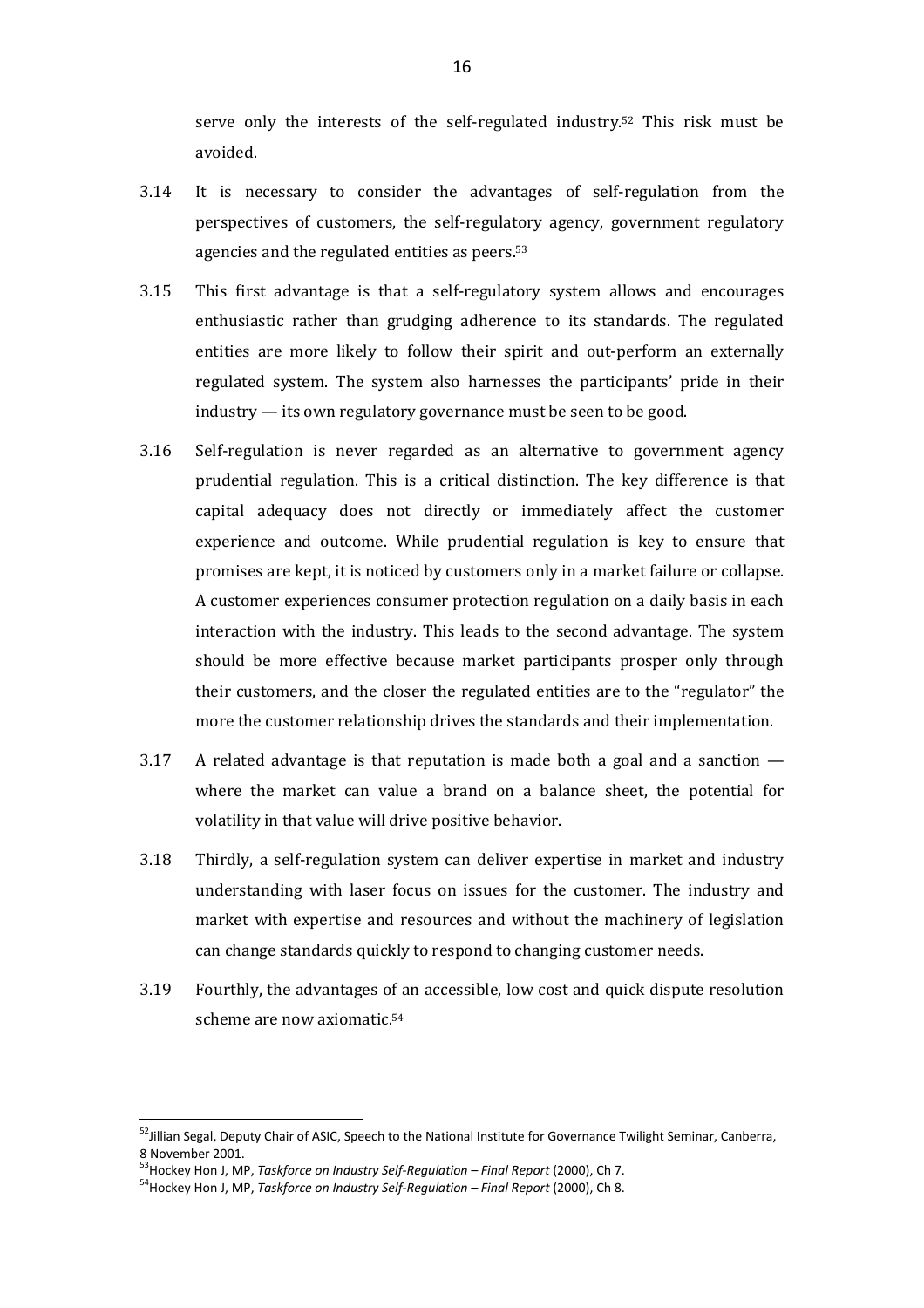serve only the interests of the self-regulated industry.[52] This risk must be avoided.

3.14 It is necessary to consider the advantages of self-regulation from the perspectives of customers, the self-regulatory agency, government regulatory agencies and the regulated entities as peers.[53]

3.15 This first advantage is that a self-regulatory system allows and encourages enthusiastic rather than grudging adherence to its standards. The regulated entities are more likely to follow their spirit and out-perform an externally regulated system. The system also harnesses the participants' pride in their industry — its own regulatory governance must be seen to be good.

3.16 Self-regulation is never regarded as an alternative to government agency prudential regulation. This is a critical distinction. The key difference is that capital adequacy does not directly or immediately affect the customer experience and outcome. While prudential regulation is key to ensure that promises are kept, it is noticed by customers only in a market failure or collapse. A customer experiences consumer protection regulation on a daily basis in each interaction with the industry. This leads to the second advantage. The system should be more effective because market participants prosper only through their customers, and the closer the regulated entities are to the "regulator" the more the customer relationship drives the standards and their implementation.

3.17 A related advantage is that reputation is made both a goal and a sanction — where the market can value a brand on a balance sheet, the potential for volatility in that value will drive positive behavior.

3.18 Thirdly, a self-regulation system can deliver expertise in market and industry understanding with laser focus on issues for the customer. The industry and market with expertise and resources and without the machinery of legislation can change standards quickly to respond to changing customer needs.

3.19 Fourthly, the advantages of an accessible, low cost and quick dispute resolution scheme are now axiomatic.[54]

---

[52] Jillian Segal, Deputy Chair of ASIC, Speech to the National Institute for Governance Twilight Seminar, Canberra, 8 November 2001.

[53] Hockey Hon J, MP, *Taskforce on Industry Self-Regulation – Final Report* (2000), Ch 7.

[54] Hockey Hon J, MP, *Taskforce on Industry Self-Regulation – Final Report* (2000), Ch 8.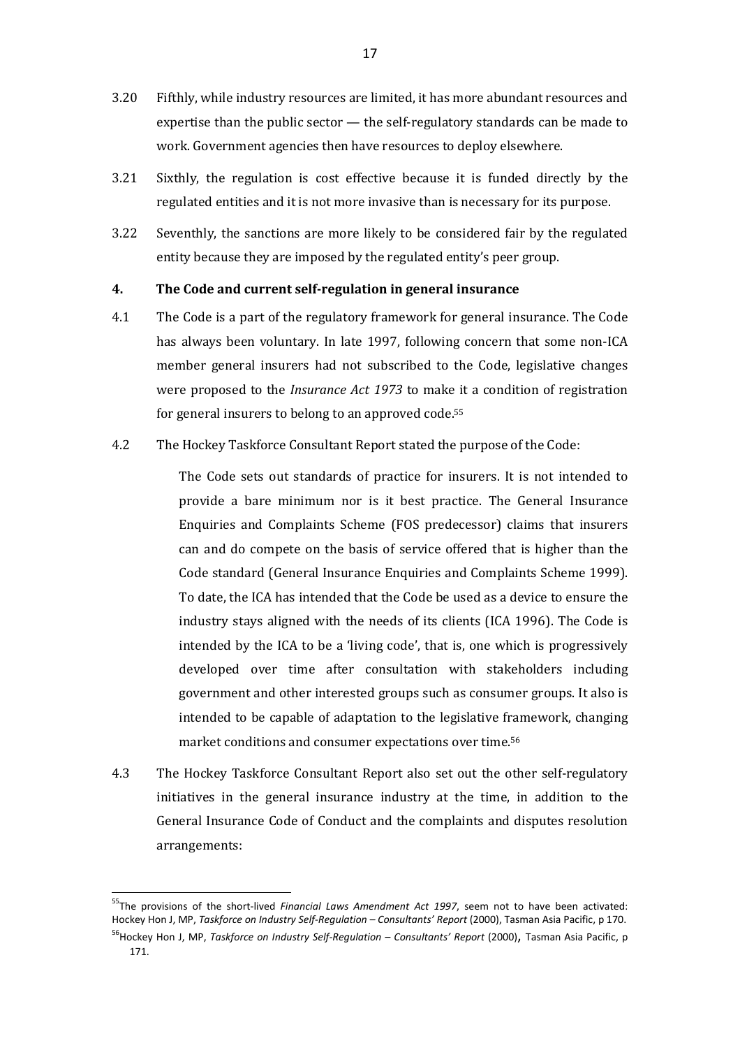3.20 Fifthly, while industry resources are limited, it has more abundant resources and expertise than the public sector — the self-regulatory standards can be made to work. Government agencies then have resources to deploy elsewhere.

3.21 Sixthly, the regulation is cost effective because it is funded directly by the regulated entities and it is not more invasive than is necessary for its purpose.

3.22 Seventhly, the sanctions are more likely to be considered fair by the regulated entity because they are imposed by the regulated entity's peer group.

## 4. The Code and current self-regulation in general insurance

4.1 The Code is a part of the regulatory framework for general insurance. The Code has always been voluntary. In late 1997, following concern that some non-ICA member general insurers had not subscribed to the Code, legislative changes were proposed to the *Insurance Act 1973* to make it a condition of registration for general insurers to belong to an approved code.[55]

4.2 The Hockey Taskforce Consultant Report stated the purpose of the Code:

> The Code sets out standards of practice for insurers. It is not intended to provide a bare minimum nor is it best practice. The General Insurance Enquiries and Complaints Scheme (FOS predecessor) claims that insurers can and do compete on the basis of service offered that is higher than the Code standard (General Insurance Enquiries and Complaints Scheme 1999). To date, the ICA has intended that the Code be used as a device to ensure the industry stays aligned with the needs of its clients (ICA 1996). The Code is intended by the ICA to be a 'living code', that is, one which is progressively developed over time after consultation with stakeholders including government and other interested groups such as consumer groups. It also is intended to be capable of adaptation to the legislative framework, changing market conditions and consumer expectations over time.[56]

4.3 The Hockey Taskforce Consultant Report also set out the other self-regulatory initiatives in the general insurance industry at the time, in addition to the General Insurance Code of Conduct and the complaints and disputes resolution arrangements:

---

[55] The provisions of the short-lived *Financial Laws Amendment Act 1997*, seem not to have been activated: Hockey Hon J, MP, *Taskforce on Industry Self-Regulation – Consultants' Report* (2000), Tasman Asia Pacific, p 170.

[56] Hockey Hon J, MP, *Taskforce on Industry Self-Regulation – Consultants' Report* (2000), Tasman Asia Pacific, p 171.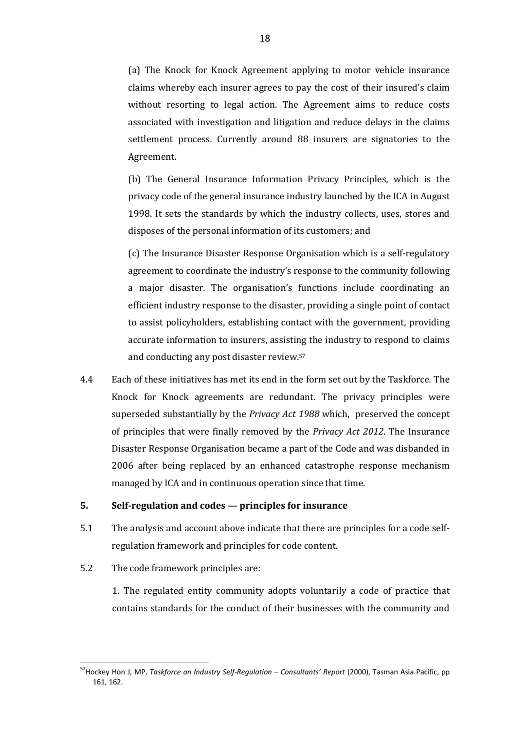(a) The Knock for Knock Agreement applying to motor vehicle insurance claims whereby each insurer agrees to pay the cost of their insured's claim without resorting to legal action. The Agreement aims to reduce costs associated with investigation and litigation and reduce delays in the claims settlement process. Currently around 88 insurers are signatories to the Agreement.

(b) The General Insurance Information Privacy Principles, which is the privacy code of the general insurance industry launched by the ICA in August 1998. It sets the standards by which the industry collects, uses, stores and disposes of the personal information of its customers; and

(c) The Insurance Disaster Response Organisation which is a self-regulatory agreement to coordinate the industry's response to the community following a major disaster. The organisation's functions include coordinating an efficient industry response to the disaster, providing a single point of contact to assist policyholders, establishing contact with the government, providing accurate information to insurers, assisting the industry to respond to claims and conducting any post disaster review.[57]

4.4 Each of these initiatives has met its end in the form set out by the Taskforce. The Knock for Knock agreements are redundant. The privacy principles were superseded substantially by the *Privacy Act 1988* which, preserved the concept of principles that were finally removed by the *Privacy Act 2012*. The Insurance Disaster Response Organisation became a part of the Code and was disbanded in 2006 after being replaced by an enhanced catastrophe response mechanism managed by ICA and in continuous operation since that time.

## 5. Self-regulation and codes — principles for insurance

5.1 The analysis and account above indicate that there are principles for a code self-regulation framework and principles for code content.

5.2 The code framework principles are:

1. The regulated entity community adopts voluntarily a code of practice that contains standards for the conduct of their businesses with the community and

---

[57] Hockey Hon J, MP, *Taskforce on Industry Self-Regulation – Consultants' Report* (2000), Tasman Asia Pacific, pp 161, 162.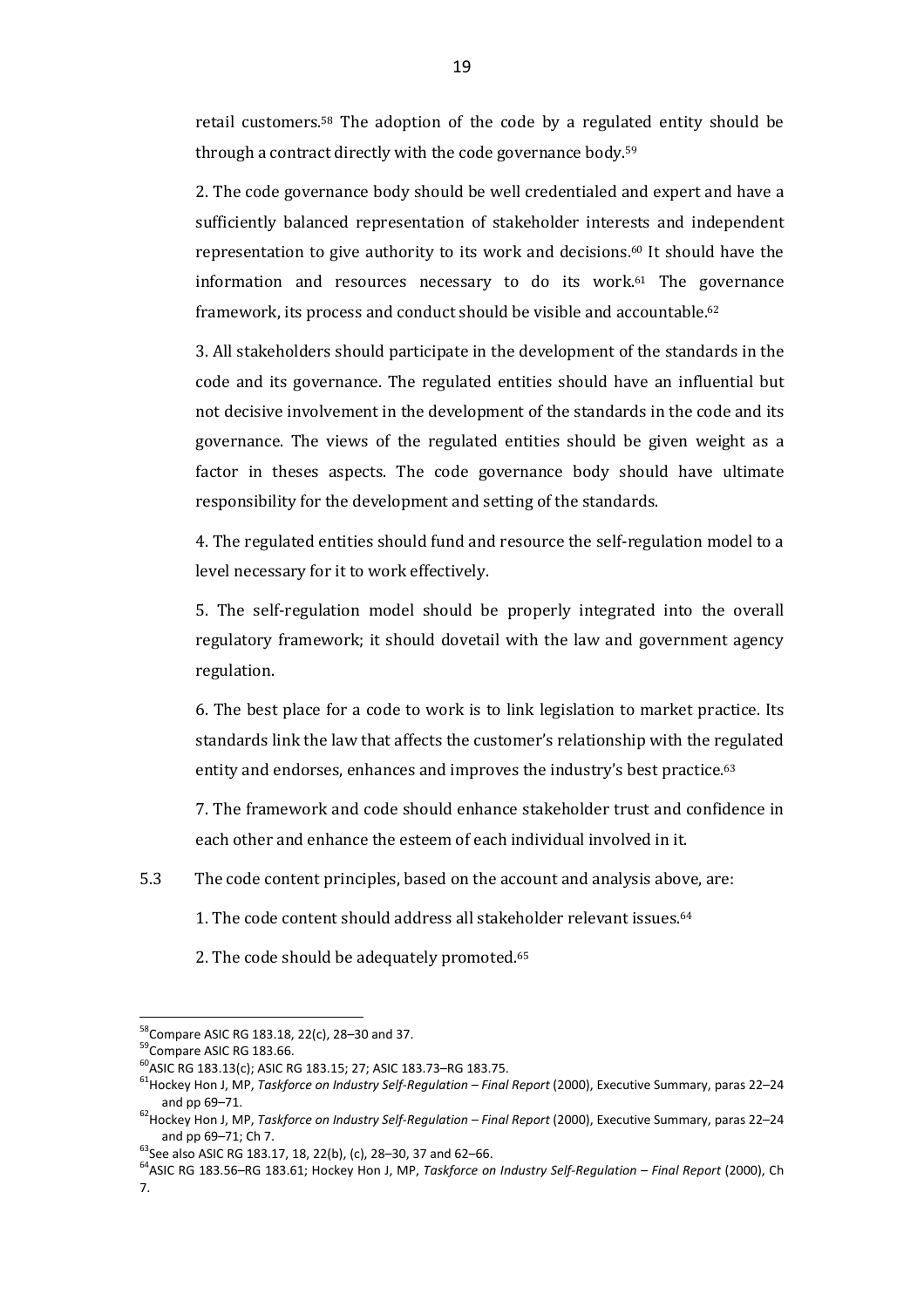retail customers.[58] The adoption of the code by a regulated entity should be through a contract directly with the code governance body.[59]

2. The code governance body should be well credentialed and expert and have a sufficiently balanced representation of stakeholder interests and independent representation to give authority to its work and decisions.[60] It should have the information and resources necessary to do its work.[61] The governance framework, its process and conduct should be visible and accountable.[62]

3. All stakeholders should participate in the development of the standards in the code and its governance. The regulated entities should have an influential but not decisive involvement in the development of the standards in the code and its governance. The views of the regulated entities should be given weight as a factor in theses aspects. The code governance body should have ultimate responsibility for the development and setting of the standards.

4. The regulated entities should fund and resource the self-regulation model to a level necessary for it to work effectively.

5. The self-regulation model should be properly integrated into the overall regulatory framework; it should dovetail with the law and government agency regulation.

6. The best place for a code to work is to link legislation to market practice. Its standards link the law that affects the customer's relationship with the regulated entity and endorses, enhances and improves the industry's best practice.[63]

7. The framework and code should enhance stakeholder trust and confidence in each other and enhance the esteem of each individual involved in it.

5.3 The code content principles, based on the account and analysis above, are:

1. The code content should address all stakeholder relevant issues.[64]

2. The code should be adequately promoted.[65]

---

[58] Compare ASIC RG 183.18, 22(c), 28–30 and 37.

[59] Compare ASIC RG 183.66.

[60] ASIC RG 183.13(c); ASIC RG 183.15; 27; ASIC 183.73–RG 183.75.

[61] Hockey Hon J, MP, *Taskforce on Industry Self-Regulation – Final Report* (2000), Executive Summary, paras 22–24 and pp 69–71.

[62] Hockey Hon J, MP, *Taskforce on Industry Self-Regulation – Final Report* (2000), Executive Summary, paras 22–24 and pp 69–71; Ch 7.

[63] See also ASIC RG 183.17, 18, 22(b), (c), 28–30, 37 and 62–66.

[64] ASIC RG 183.56–RG 183.61; Hockey Hon J, MP, *Taskforce on Industry Self-Regulation – Final Report* (2000), Ch 7.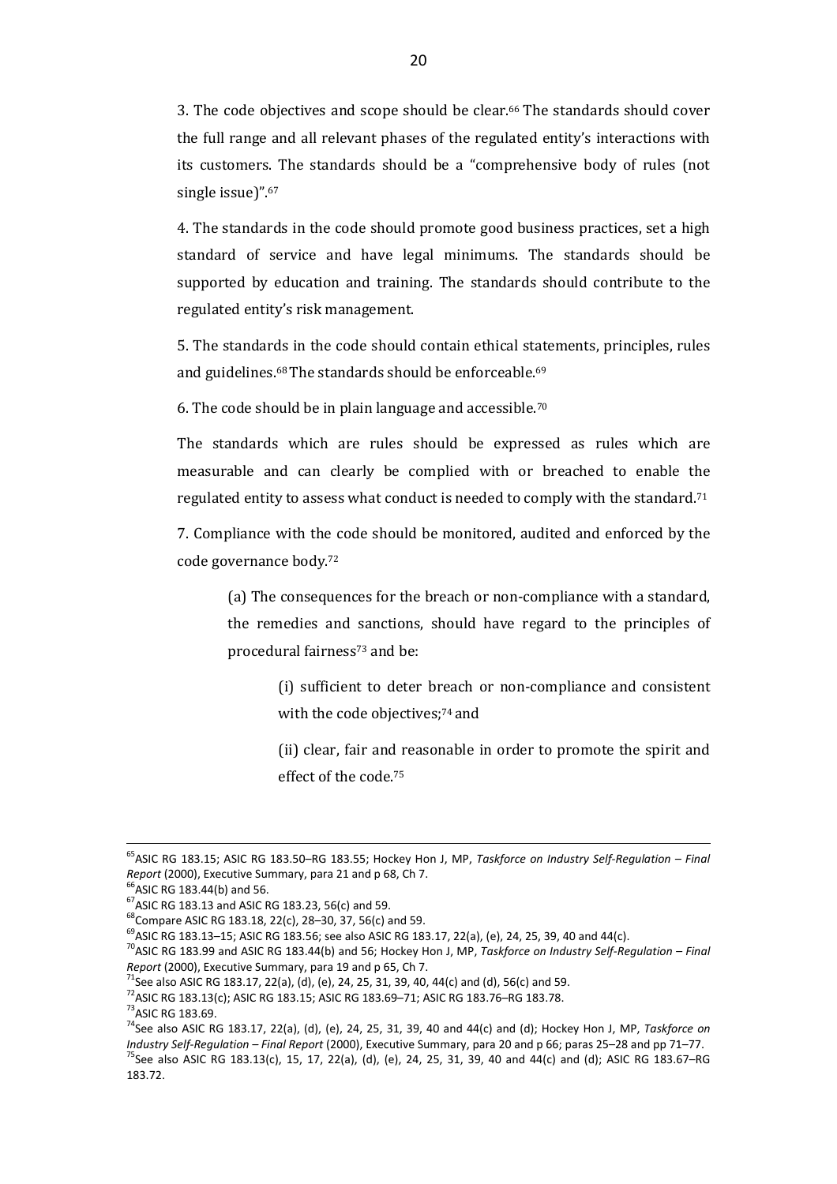3. The code objectives and scope should be clear.[66] The standards should cover the full range and all relevant phases of the regulated entity's interactions with its customers. The standards should be a "comprehensive body of rules (not single issue)".[67]

4. The standards in the code should promote good business practices, set a high standard of service and have legal minimums. The standards should be supported by education and training. The standards should contribute to the regulated entity's risk management.

5. The standards in the code should contain ethical statements, principles, rules and guidelines.[68] The standards should be enforceable.[69]

6. The code should be in plain language and accessible.[70]

The standards which are rules should be expressed as rules which are measurable and can clearly be complied with or breached to enable the regulated entity to assess what conduct is needed to comply with the standard.[71]

7. Compliance with the code should be monitored, audited and enforced by the code governance body.[72]

> (a) The consequences for the breach or non-compliance with a standard, the remedies and sanctions, should have regard to the principles of procedural fairness[73] and be:
>
> > (i) sufficient to deter breach or non-compliance and consistent with the code objectives;[74] and
> >
> > (ii) clear, fair and reasonable in order to promote the spirit and effect of the code.[75]

---

[65] ASIC RG 183.15; ASIC RG 183.50–RG 183.55; Hockey Hon J, MP, *Taskforce on Industry Self-Regulation – Final Report* (2000), Executive Summary, para 21 and p 68, Ch 7.

[66] ASIC RG 183.44(b) and 56.

[67] ASIC RG 183.13 and ASIC RG 183.23, 56(c) and 59.

[68] Compare ASIC RG 183.18, 22(c), 28–30, 37, 56(c) and 59.

[69] ASIC RG 183.13–15; ASIC RG 183.56; see also ASIC RG 183.17, 22(a), (e), 24, 25, 39, 40 and 44(c).

[70] ASIC RG 183.99 and ASIC RG 183.44(b) and 56; Hockey Hon J, MP, *Taskforce on Industry Self-Regulation – Final Report* (2000), Executive Summary, para 19 and p 65, Ch 7.

[71] See also ASIC RG 183.17, 22(a), (d), (e), 24, 25, 31, 39, 40, 44(c) and (d), 56(c) and 59.

[72] ASIC RG 183.13(c); ASIC RG 183.15; ASIC RG 183.69–71; ASIC RG 183.76–RG 183.78.

[73] ASIC RG 183.69.

[74] See also ASIC RG 183.17, 22(a), (d), (e), 24, 25, 31, 39, 40 and 44(c) and (d); Hockey Hon J, MP, *Taskforce on Industry Self-Regulation – Final Report* (2000), Executive Summary, para 20 and p 66; paras 25–28 and pp 71–77.

[75] See also ASIC RG 183.13(c), 15, 17, 22(a), (d), (e), 24, 25, 31, 39, 40 and 44(c) and (d); ASIC RG 183.67–RG 183.72.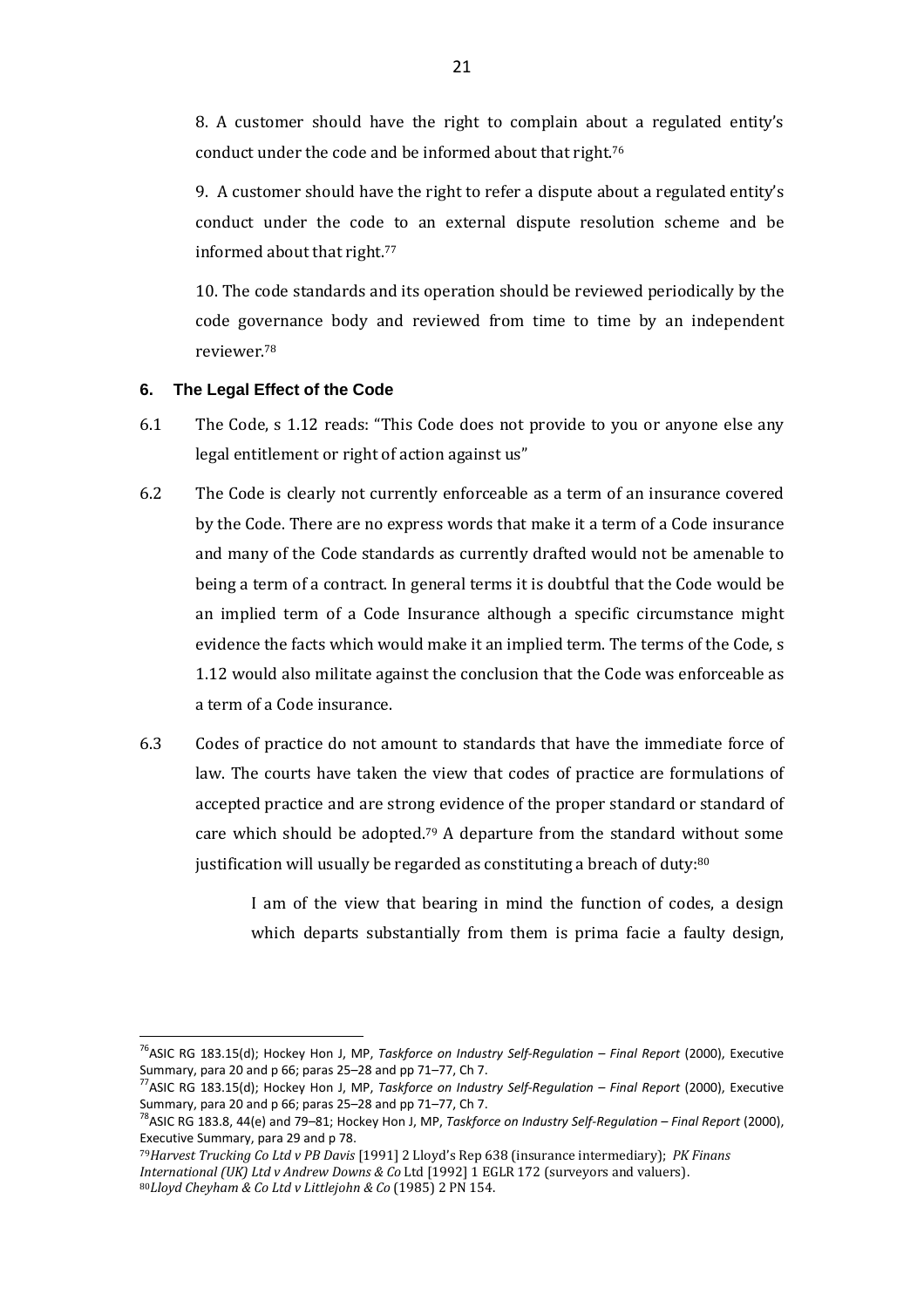8. A customer should have the right to complain about a regulated entity's conduct under the code and be informed about that right.[76]

9. A customer should have the right to refer a dispute about a regulated entity's conduct under the code to an external dispute resolution scheme and be informed about that right.[77]

10. The code standards and its operation should be reviewed periodically by the code governance body and reviewed from time to time by an independent reviewer.[78]

## 6. The Legal Effect of the Code

6.1 The Code, s 1.12 reads: "This Code does not provide to you or anyone else any legal entitlement or right of action against us"

6.2 The Code is clearly not currently enforceable as a term of an insurance covered by the Code. There are no express words that make it a term of a Code insurance and many of the Code standards as currently drafted would not be amenable to being a term of a contract. In general terms it is doubtful that the Code would be an implied term of a Code Insurance although a specific circumstance might evidence the facts which would make it an implied term. The terms of the Code, s 1.12 would also militate against the conclusion that the Code was enforceable as a term of a Code insurance.

6.3 Codes of practice do not amount to standards that have the immediate force of law. The courts have taken the view that codes of practice are formulations of accepted practice and are strong evidence of the proper standard or standard of care which should be adopted.[79] A departure from the standard without some justification will usually be regarded as constituting a breach of duty:[80]

> I am of the view that bearing in mind the function of codes, a design which departs substantially from them is prima facie a faulty design,

---

[76] ASIC RG 183.15(d); Hockey Hon J, MP, *Taskforce on Industry Self-Regulation – Final Report* (2000), Executive Summary, para 20 and p 66; paras 25–28 and pp 71–77, Ch 7.

[77] ASIC RG 183.15(d); Hockey Hon J, MP, *Taskforce on Industry Self-Regulation – Final Report* (2000), Executive Summary, para 20 and p 66; paras 25–28 and pp 71–77, Ch 7.

[78] ASIC RG 183.8, 44(e) and 79–81; Hockey Hon J, MP, *Taskforce on Industry Self-Regulation – Final Report* (2000), Executive Summary, para 29 and p 78.

[79] *Harvest Trucking Co Ltd v PB Davis* [1991] 2 Lloyd's Rep 638 (insurance intermediary); *PK Finans International (UK) Ltd v Andrew Downs & Co* Ltd [1992] 1 EGLR 172 (surveyors and valuers).

[80] *Lloyd Cheyham & Co Ltd v Littlejohn & Co* (1985) 2 PN 154.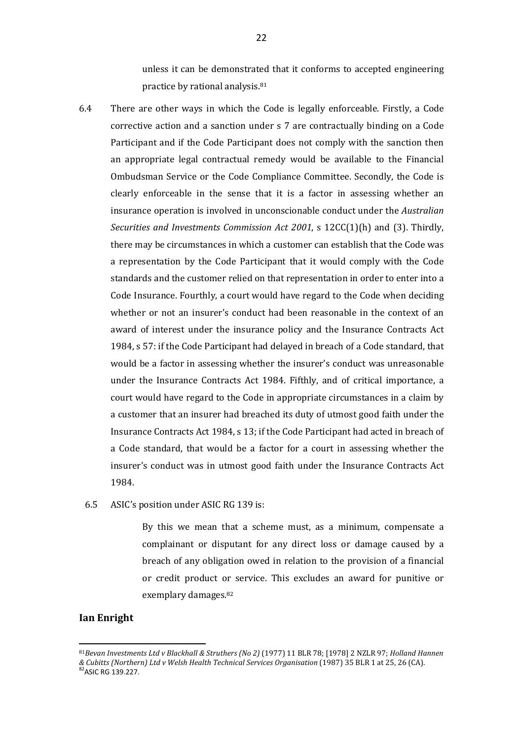unless it can be demonstrated that it conforms to accepted engineering practice by rational analysis.[81]

6.4 There are other ways in which the Code is legally enforceable. Firstly, a Code corrective action and a sanction under s 7 are contractually binding on a Code Participant and if the Code Participant does not comply with the sanction then an appropriate legal contractual remedy would be available to the Financial Ombudsman Service or the Code Compliance Committee. Secondly, the Code is clearly enforceable in the sense that it is a factor in assessing whether an insurance operation is involved in unconscionable conduct under the *Australian Securities and Investments Commission Act 2001*, s 12CC(1)(h) and (3). Thirdly, there may be circumstances in which a customer can establish that the Code was a representation by the Code Participant that it would comply with the Code standards and the customer relied on that representation in order to enter into a Code Insurance. Fourthly, a court would have regard to the Code when deciding whether or not an insurer's conduct had been reasonable in the context of an award of interest under the insurance policy and the Insurance Contracts Act 1984, s 57: if the Code Participant had delayed in breach of a Code standard, that would be a factor in assessing whether the insurer's conduct was unreasonable under the Insurance Contracts Act 1984. Fifthly, and of critical importance, a court would have regard to the Code in appropriate circumstances in a claim by a customer that an insurer had breached its duty of utmost good faith under the Insurance Contracts Act 1984, s 13; if the Code Participant had acted in breach of a Code standard, that would be a factor for a court in assessing whether the insurer's conduct was in utmost good faith under the Insurance Contracts Act 1984.

6.5 ASIC's position under ASIC RG 139 is:

> By this we mean that a scheme must, as a minimum, compensate a complainant or disputant for any direct loss or damage caused by a breach of any obligation owed in relation to the provision of a financial or credit product or service. This excludes an award for punitive or exemplary damages.[82]

**Ian Enright**

---

[81] *Bevan Investments Ltd v Blackhall & Struthers (No 2)* (1977) 11 BLR 78; [1978] 2 NZLR 97; *Holland Hannen & Cubitts (Northern) Ltd v Welsh Health Technical Services Organisation* (1987) 35 BLR 1 at 25, 26 (CA).

[82] ASIC RG 139.227.